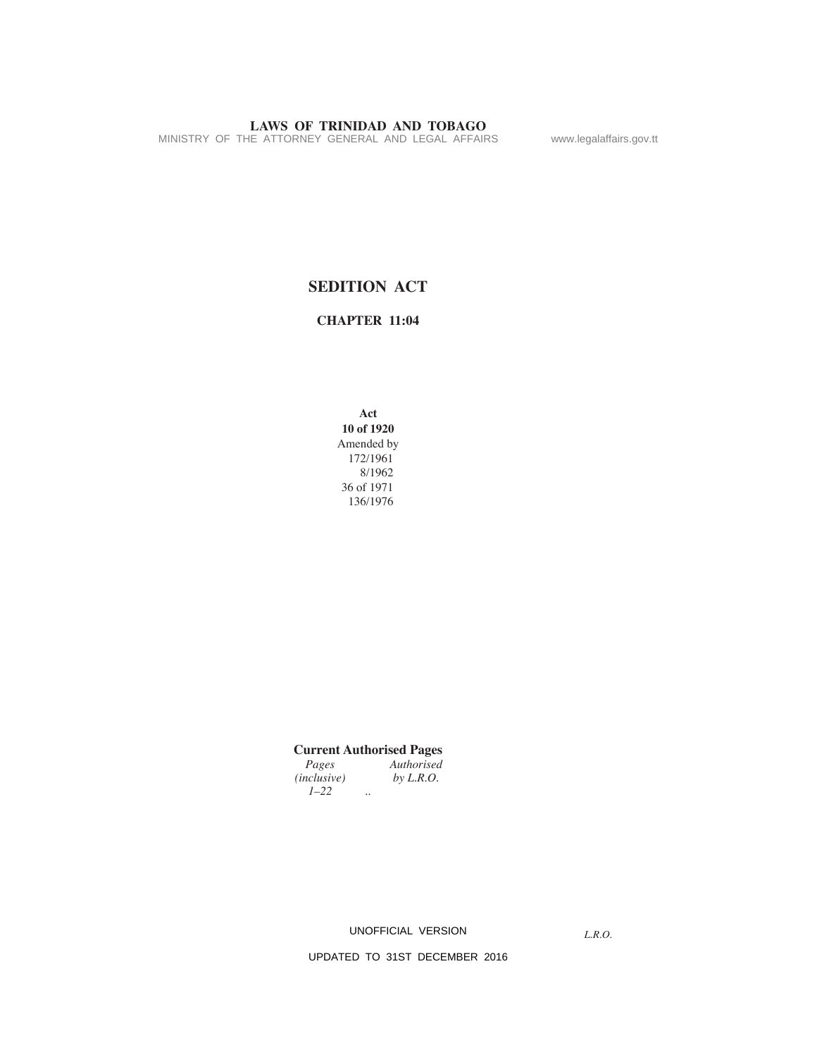# SEDITION ACT

## CHAPTER 11:04

**Act**
**10 of 1920**
Amended by
172/1961
8/1962
36 of 1971
136/1976

**Current Authorised Pages**

| *Pages (inclusive)* | *Authorised by L.R.O.* |
|---|---|
| *1–22* | .. |

UNOFFICIAL VERSION

*L.R.O.*

UPDATED TO 31ST DECEMBER 2016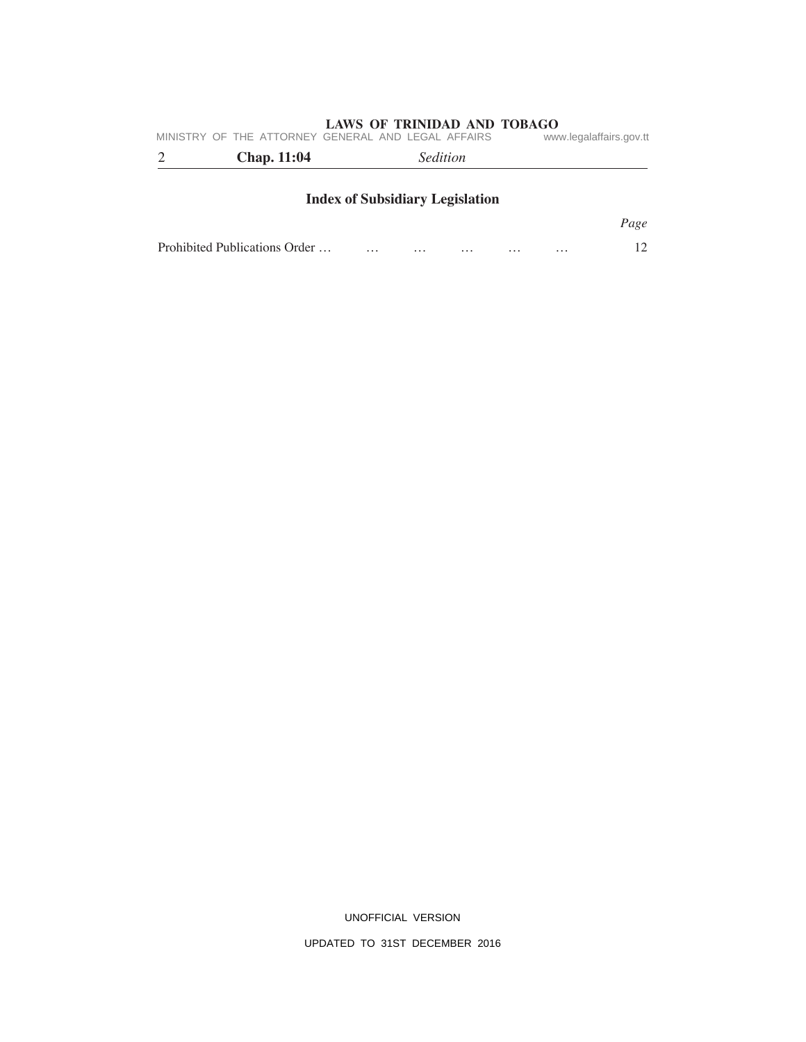## Index of Subsidiary Legislation

| | *Page* |
|---|---|
| Prohibited Publications Order … … … … … … | 12 |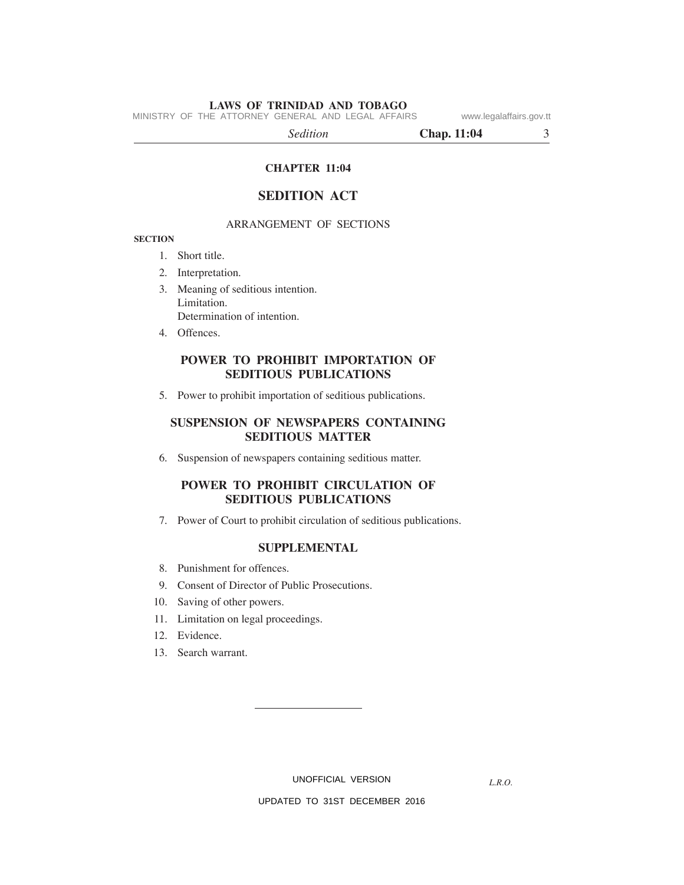## CHAPTER 11:04

# SEDITION ACT

### ARRANGEMENT OF SECTIONS

**SECTION**

1. Short title.
2. Interpretation.
3. Meaning of seditious intention.
   Limitation.
   Determination of intention.
4. Offences.

### POWER TO PROHIBIT IMPORTATION OF SEDITIOUS PUBLICATIONS

5. Power to prohibit importation of seditious publications.

### SUSPENSION OF NEWSPAPERS CONTAINING SEDITIOUS MATTER

6. Suspension of newspapers containing seditious matter.

### POWER TO PROHIBIT CIRCULATION OF SEDITIOUS PUBLICATIONS

7. Power of Court to prohibit circulation of seditious publications.

### SUPPLEMENTAL

8. Punishment for offences.
9. Consent of Director of Public Prosecutions.
10. Saving of other powers.
11. Limitation on legal proceedings.
12. Evidence.
13. Search warrant.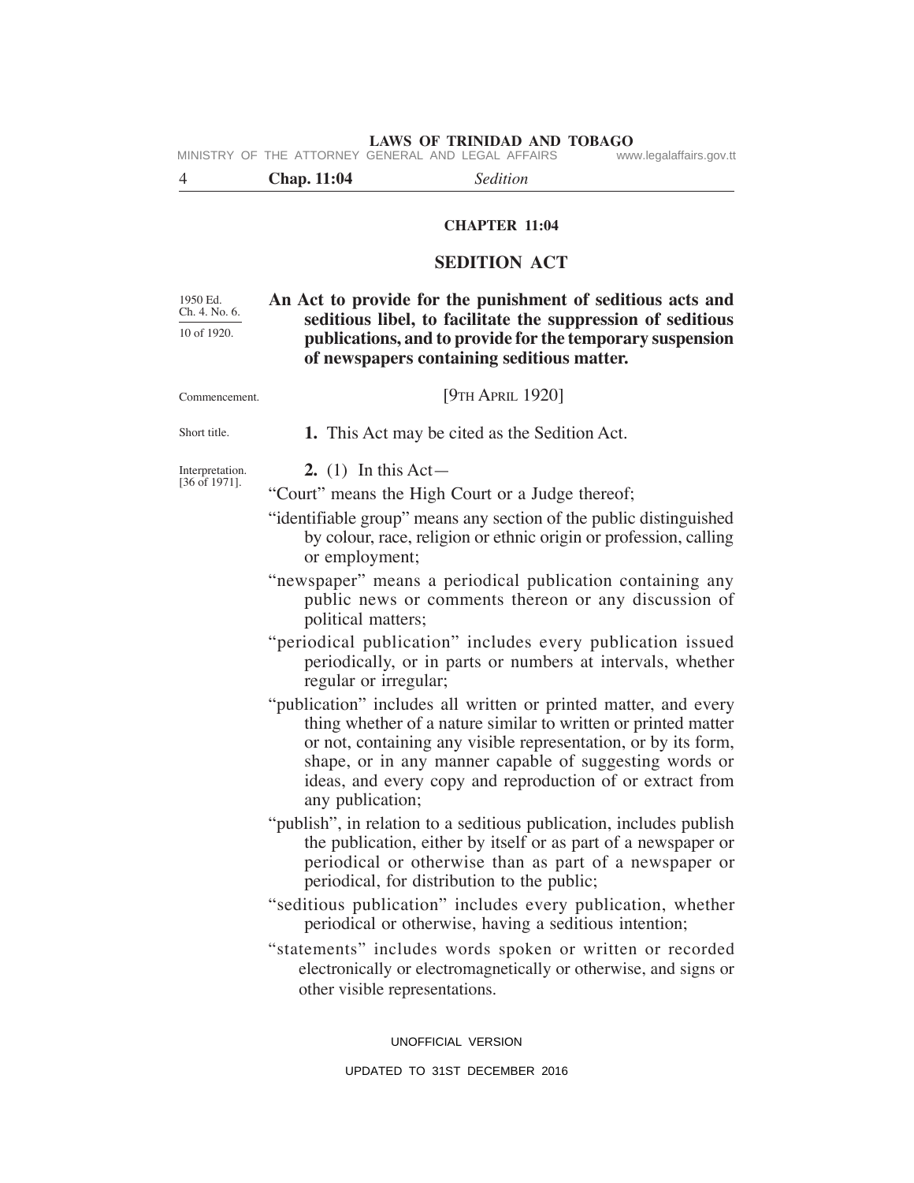# CHAPTER 11:04

## SEDITION ACT

1950 Ed. Ch. 4. No. 6.
10 of 1920.

**An Act to provide for the punishment of seditious acts and seditious libel, to facilitate the suppression of seditious publications, and to provide for the temporary suspension of newspapers containing seditious matter.**

Commencement.

[9TH APRIL 1920]

Short title.

**1.** This Act may be cited as the Sedition Act.

Interpretation. [36 of 1971].

**2.** (1) In this Act—

"Court" means the High Court or a Judge thereof;

"identifiable group" means any section of the public distinguished by colour, race, religion or ethnic origin or profession, calling or employment;

"newspaper" means a periodical publication containing any public news or comments thereon or any discussion of political matters;

"periodical publication" includes every publication issued periodically, or in parts or numbers at intervals, whether regular or irregular;

"publication" includes all written or printed matter, and every thing whether of a nature similar to written or printed matter or not, containing any visible representation, or by its form, shape, or in any manner capable of suggesting words or ideas, and every copy and reproduction of or extract from any publication;

"publish", in relation to a seditious publication, includes publish the publication, either by itself or as part of a newspaper or periodical or otherwise than as part of a newspaper or periodical, for distribution to the public;

"seditious publication" includes every publication, whether periodical or otherwise, having a seditious intention;

"statements" includes words spoken or written or recorded electronically or electromagnetically or otherwise, and signs or other visible representations.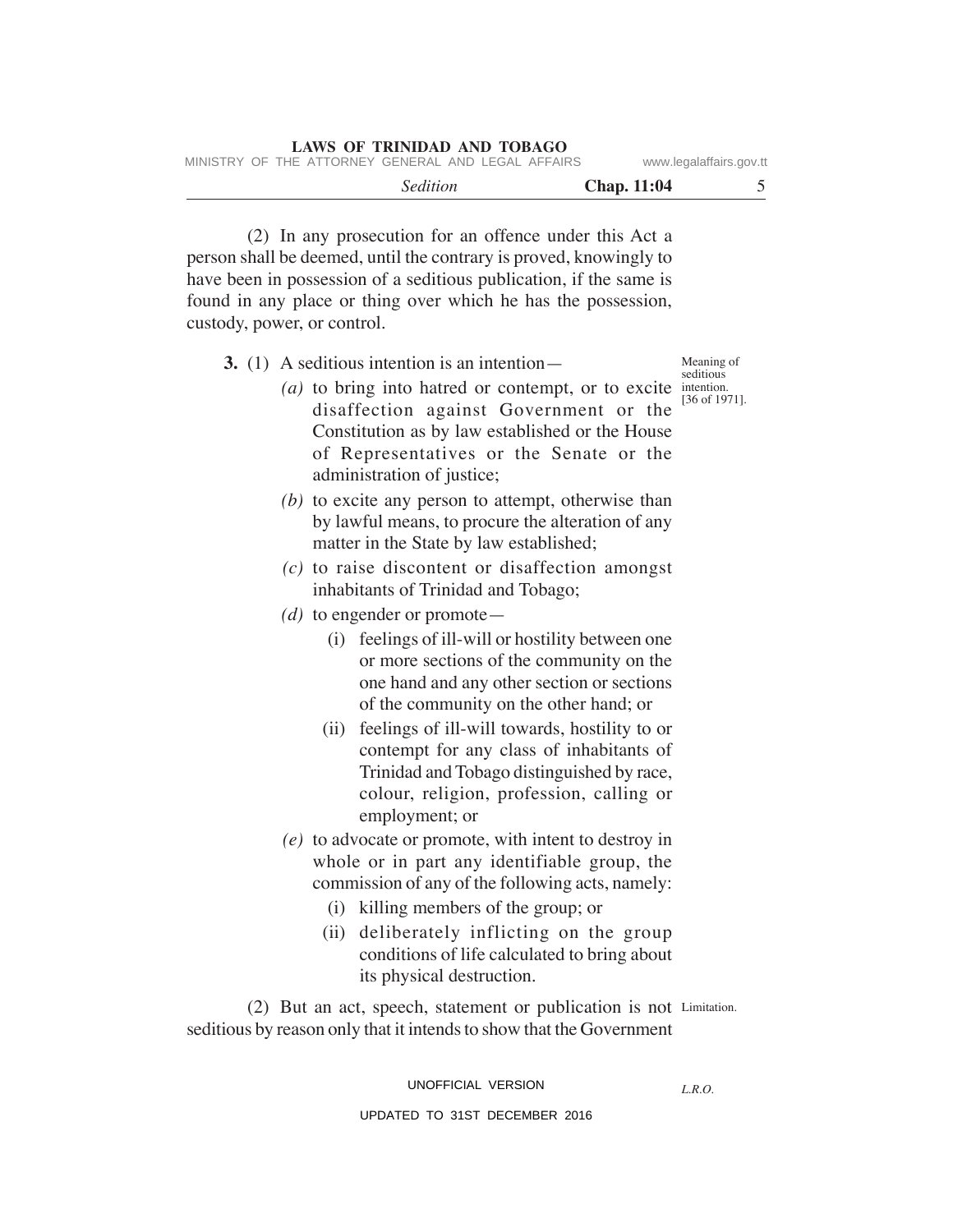(2) In any prosecution for an offence under this Act a person shall be deemed, until the contrary is proved, knowingly to have been in possession of a seditious publication, if the same is found in any place or thing over which he has the possession, custody, power, or control.

Meaning of seditious intention. [36 of 1971].

**3.** (1) A seditious intention is an intention—

*(a)* to bring into hatred or contempt, or to excite disaffection against Government or the Constitution as by law established or the House of Representatives or the Senate or the administration of justice;

*(b)* to excite any person to attempt, otherwise than by lawful means, to procure the alteration of any matter in the State by law established;

*(c)* to raise discontent or disaffection amongst inhabitants of Trinidad and Tobago;

*(d)* to engender or promote—

(i) feelings of ill-will or hostility between one or more sections of the community on the one hand and any other section or sections of the community on the other hand; or

(ii) feelings of ill-will towards, hostility to or contempt for any class of inhabitants of Trinidad and Tobago distinguished by race, colour, religion, profession, calling or employment; or

*(e)* to advocate or promote, with intent to destroy in whole or in part any identifiable group, the commission of any of the following acts, namely:

(i) killing members of the group; or

(ii) deliberately inflicting on the group conditions of life calculated to bring about its physical destruction.

Limitation.

(2) But an act, speech, statement or publication is not seditious by reason only that it intends to show that the Government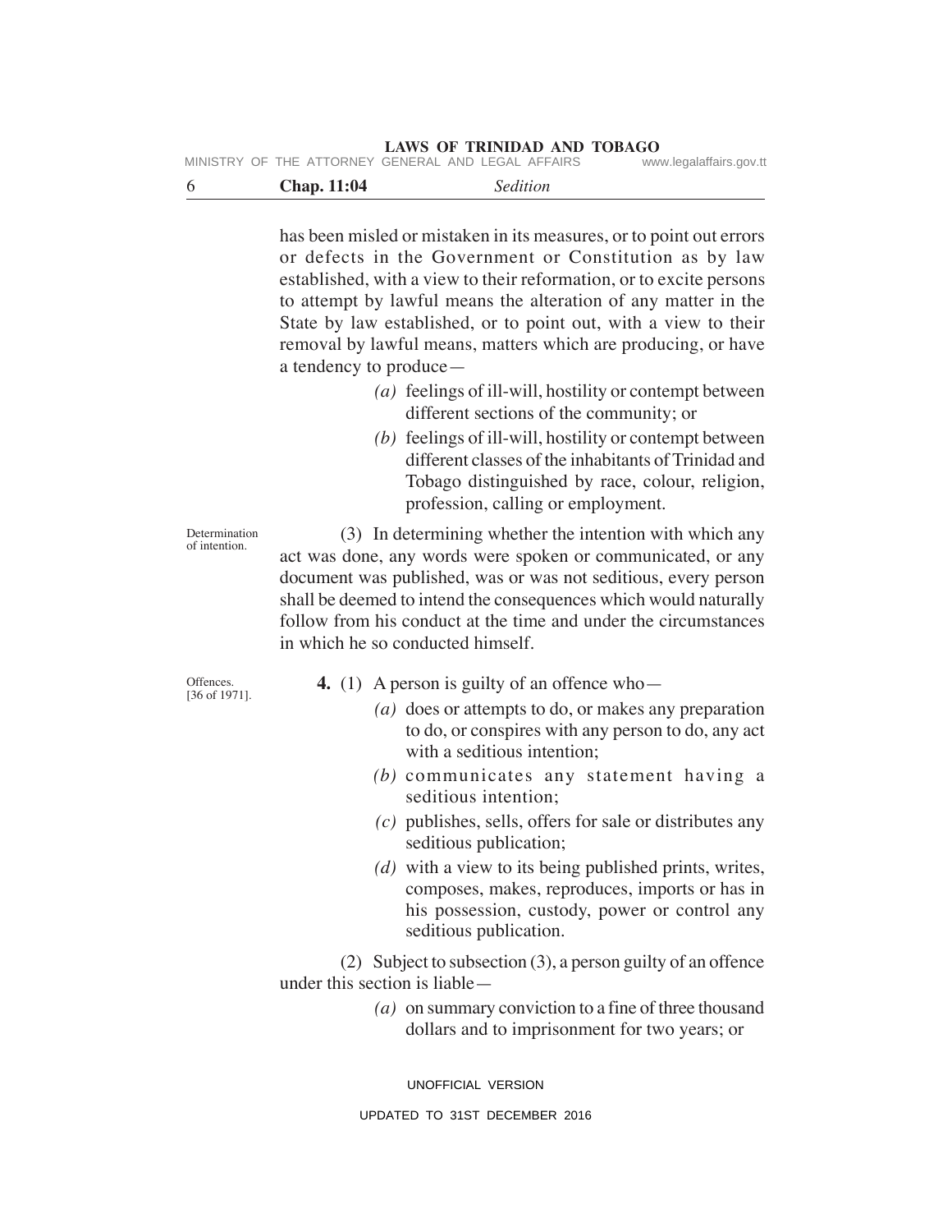has been misled or mistaken in its measures, or to point out errors or defects in the Government or Constitution as by law established, with a view to their reformation, or to excite persons to attempt by lawful means the alteration of any matter in the State by law established, or to point out, with a view to their removal by lawful means, matters which are producing, or have a tendency to produce—

*(a)* feelings of ill-will, hostility or contempt between different sections of the community; or

*(b)* feelings of ill-will, hostility or contempt between different classes of the inhabitants of Trinidad and Tobago distinguished by race, colour, religion, profession, calling or employment.

Determination of intention.

(3) In determining whether the intention with which any act was done, any words were spoken or communicated, or any document was published, was or was not seditious, every person shall be deemed to intend the consequences which would naturally follow from his conduct at the time and under the circumstances in which he so conducted himself.

Offences. [36 of 1971].

**4.** (1) A person is guilty of an offence who—

*(a)* does or attempts to do, or makes any preparation to do, or conspires with any person to do, any act with a seditious intention;

*(b)* communicates any statement having a seditious intention;

*(c)* publishes, sells, offers for sale or distributes any seditious publication;

*(d)* with a view to its being published prints, writes, composes, makes, reproduces, imports or has in his possession, custody, power or control any seditious publication.

(2) Subject to subsection (3), a person guilty of an offence under this section is liable—

*(a)* on summary conviction to a fine of three thousand dollars and to imprisonment for two years; or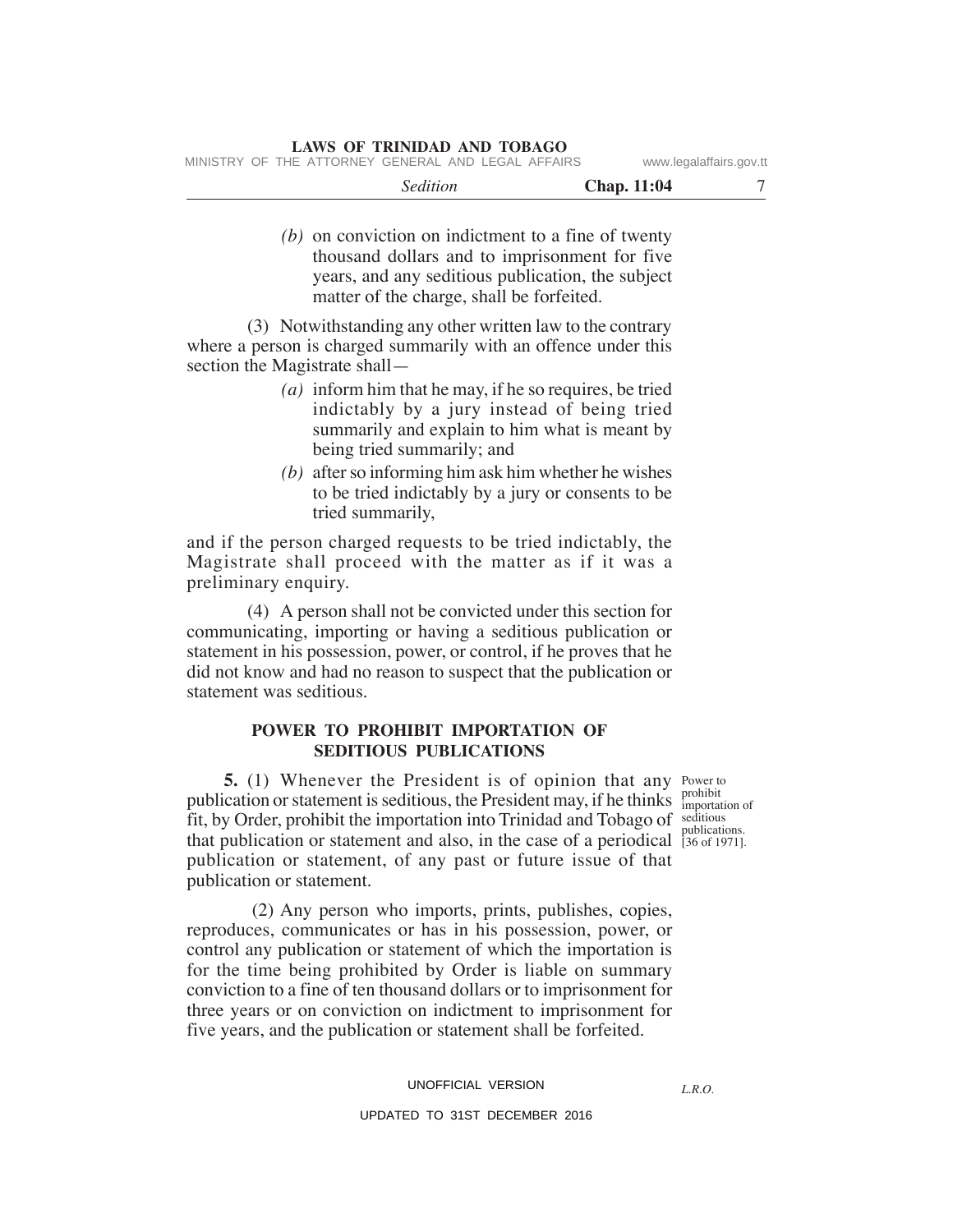*(b)* on conviction on indictment to a fine of twenty thousand dollars and to imprisonment for five years, and any seditious publication, the subject matter of the charge, shall be forfeited.

(3) Notwithstanding any other written law to the contrary where a person is charged summarily with an offence under this section the Magistrate shall—

*(a)* inform him that he may, if he so requires, be tried indictably by a jury instead of being tried summarily and explain to him what is meant by being tried summarily; and

*(b)* after so informing him ask him whether he wishes to be tried indictably by a jury or consents to be tried summarily,

and if the person charged requests to be tried indictably, the Magistrate shall proceed with the matter as if it was a preliminary enquiry.

(4) A person shall not be convicted under this section for communicating, importing or having a seditious publication or statement in his possession, power, or control, if he proves that he did not know and had no reason to suspect that the publication or statement was seditious.

## POWER TO PROHIBIT IMPORTATION OF SEDITIOUS PUBLICATIONS

Power to prohibit importation of seditious publications. [36 of 1971].

**5.** (1) Whenever the President is of opinion that any publication or statement is seditious, the President may, if he thinks fit, by Order, prohibit the importation into Trinidad and Tobago of that publication or statement and also, in the case of a periodical publication or statement, of any past or future issue of that publication or statement.

(2) Any person who imports, prints, publishes, copies, reproduces, communicates or has in his possession, power, or control any publication or statement of which the importation is for the time being prohibited by Order is liable on summary conviction to a fine of ten thousand dollars or to imprisonment for three years or on conviction on indictment to imprisonment for five years, and the publication or statement shall be forfeited.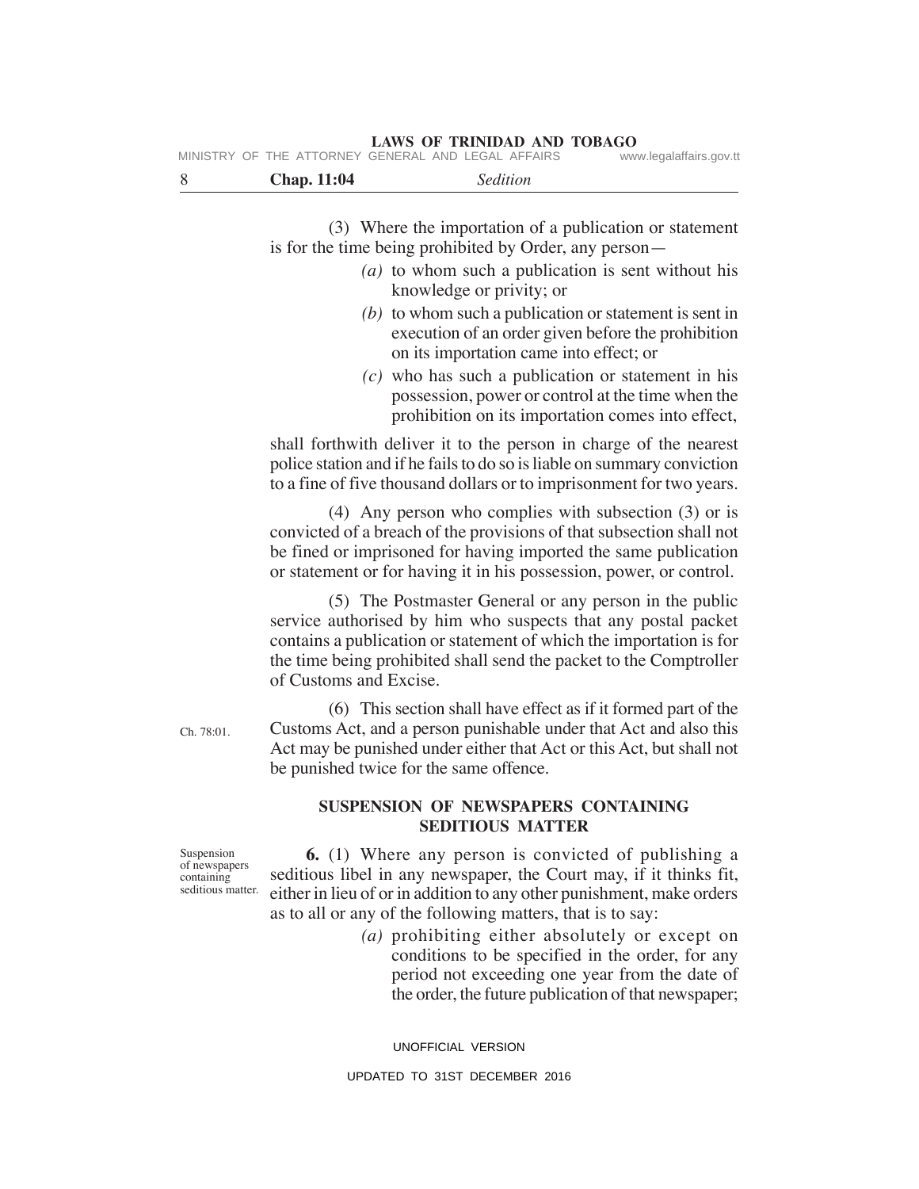(3) Where the importation of a publication or statement is for the time being prohibited by Order, any person—

*(a)* to whom such a publication is sent without his knowledge or privity; or

*(b)* to whom such a publication or statement is sent in execution of an order given before the prohibition on its importation came into effect; or

*(c)* who has such a publication or statement in his possession, power or control at the time when the prohibition on its importation comes into effect,

shall forthwith deliver it to the person in charge of the nearest police station and if he fails to do so is liable on summary conviction to a fine of five thousand dollars or to imprisonment for two years.

(4) Any person who complies with subsection (3) or is convicted of a breach of the provisions of that subsection shall not be fined or imprisoned for having imported the same publication or statement or for having it in his possession, power, or control.

(5) The Postmaster General or any person in the public service authorised by him who suspects that any postal packet contains a publication or statement of which the importation is for the time being prohibited shall send the packet to the Comptroller of Customs and Excise.

Ch. 78:01.

(6) This section shall have effect as if it formed part of the Customs Act, and a person punishable under that Act and also this Act may be punished under either that Act or this Act, but shall not be punished twice for the same offence.

## SUSPENSION OF NEWSPAPERS CONTAINING SEDITIOUS MATTER

Suspension of newspapers containing seditious matter.

**6.** (1) Where any person is convicted of publishing a seditious libel in any newspaper, the Court may, if it thinks fit, either in lieu of or in addition to any other punishment, make orders as to all or any of the following matters, that is to say:

*(a)* prohibiting either absolutely or except on conditions to be specified in the order, for any period not exceeding one year from the date of the order, the future publication of that newspaper;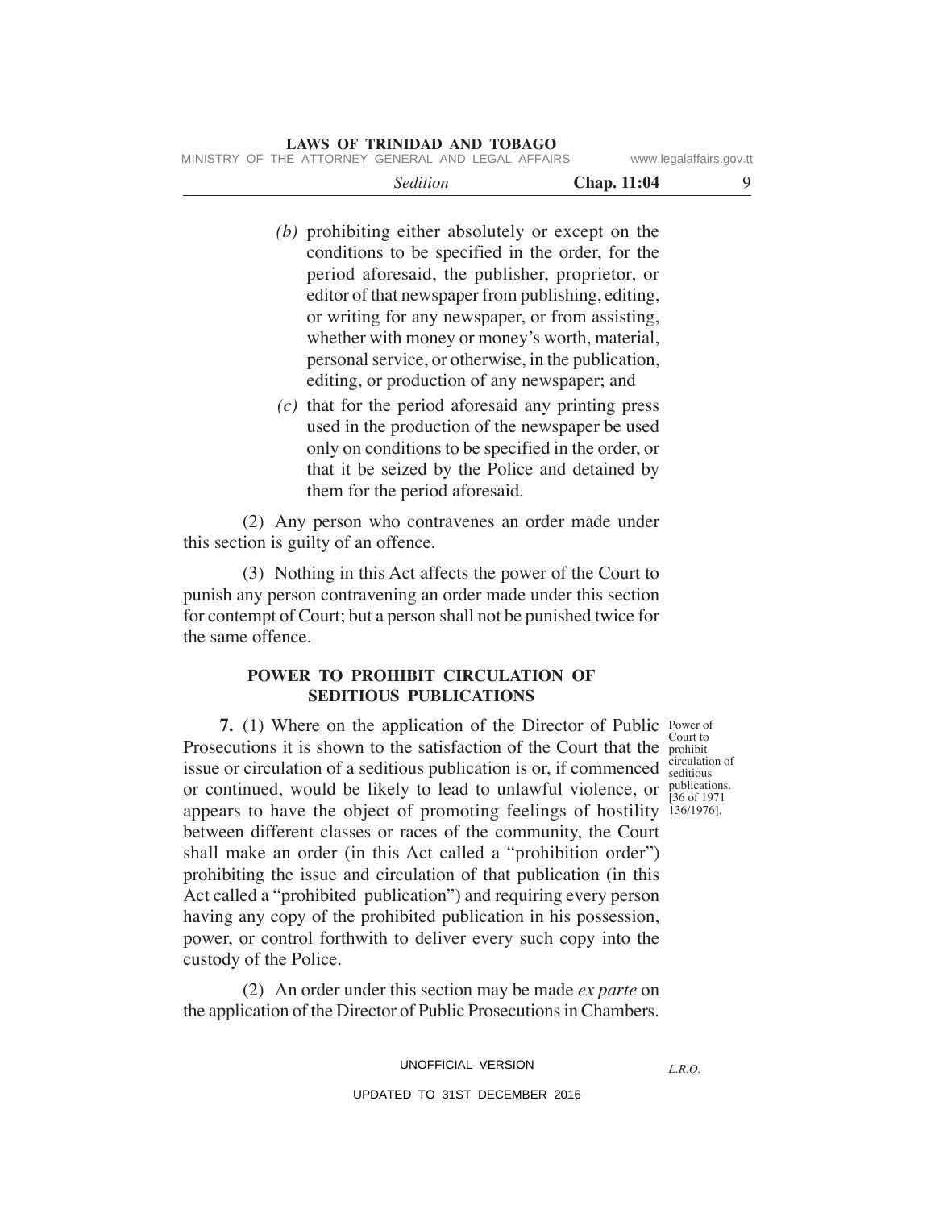(b) prohibiting either absolutely or except on the conditions to be specified in the order, for the period aforesaid, the publisher, proprietor, or editor of that newspaper from publishing, editing, or writing for any newspaper, or from assisting, whether with money or money's worth, material, personal service, or otherwise, in the publication, editing, or production of any newspaper; and

(c) that for the period aforesaid any printing press used in the production of the newspaper be used only on conditions to be specified in the order, or that it be seized by the Police and detained by them for the period aforesaid.

(2) Any person who contravenes an order made under this section is guilty of an offence.

(3) Nothing in this Act affects the power of the Court to punish any person contravening an order made under this section for contempt of Court; but a person shall not be punished twice for the same offence.

## POWER TO PROHIBIT CIRCULATION OF SEDITIOUS PUBLICATIONS

Power of Court to prohibit circulation of seditious publications. [36 of 1971 136/1976].

**7.** (1) Where on the application of the Director of Public Prosecutions it is shown to the satisfaction of the Court that the issue or circulation of a seditious publication is or, if commenced or continued, would be likely to lead to unlawful violence, or appears to have the object of promoting feelings of hostility between different classes or races of the community, the Court shall make an order (in this Act called a "prohibition order") prohibiting the issue and circulation of that publication (in this Act called a "prohibited publication") and requiring every person having any copy of the prohibited publication in his possession, power, or control forthwith to deliver every such copy into the custody of the Police.

(2) An order under this section may be made *ex parte* on the application of the Director of Public Prosecutions in Chambers.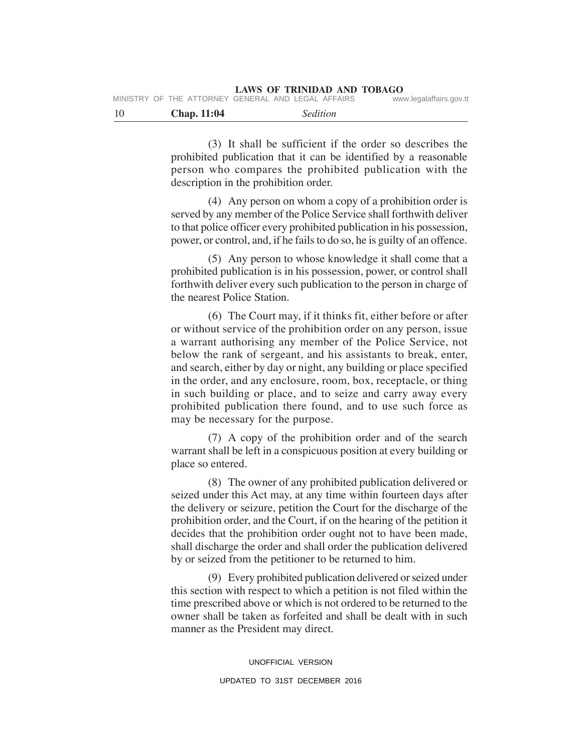(3) It shall be sufficient if the order so describes the prohibited publication that it can be identified by a reasonable person who compares the prohibited publication with the description in the prohibition order.

(4) Any person on whom a copy of a prohibition order is served by any member of the Police Service shall forthwith deliver to that police officer every prohibited publication in his possession, power, or control, and, if he fails to do so, he is guilty of an offence.

(5) Any person to whose knowledge it shall come that a prohibited publication is in his possession, power, or control shall forthwith deliver every such publication to the person in charge of the nearest Police Station.

(6) The Court may, if it thinks fit, either before or after or without service of the prohibition order on any person, issue a warrant authorising any member of the Police Service, not below the rank of sergeant, and his assistants to break, enter, and search, either by day or night, any building or place specified in the order, and any enclosure, room, box, receptacle, or thing in such building or place, and to seize and carry away every prohibited publication there found, and to use such force as may be necessary for the purpose.

(7) A copy of the prohibition order and of the search warrant shall be left in a conspicuous position at every building or place so entered.

(8) The owner of any prohibited publication delivered or seized under this Act may, at any time within fourteen days after the delivery or seizure, petition the Court for the discharge of the prohibition order, and the Court, if on the hearing of the petition it decides that the prohibition order ought not to have been made, shall discharge the order and shall order the publication delivered by or seized from the petitioner to be returned to him.

(9) Every prohibited publication delivered or seized under this section with respect to which a petition is not filed within the time prescribed above or which is not ordered to be returned to the owner shall be taken as forfeited and shall be dealt with in such manner as the President may direct.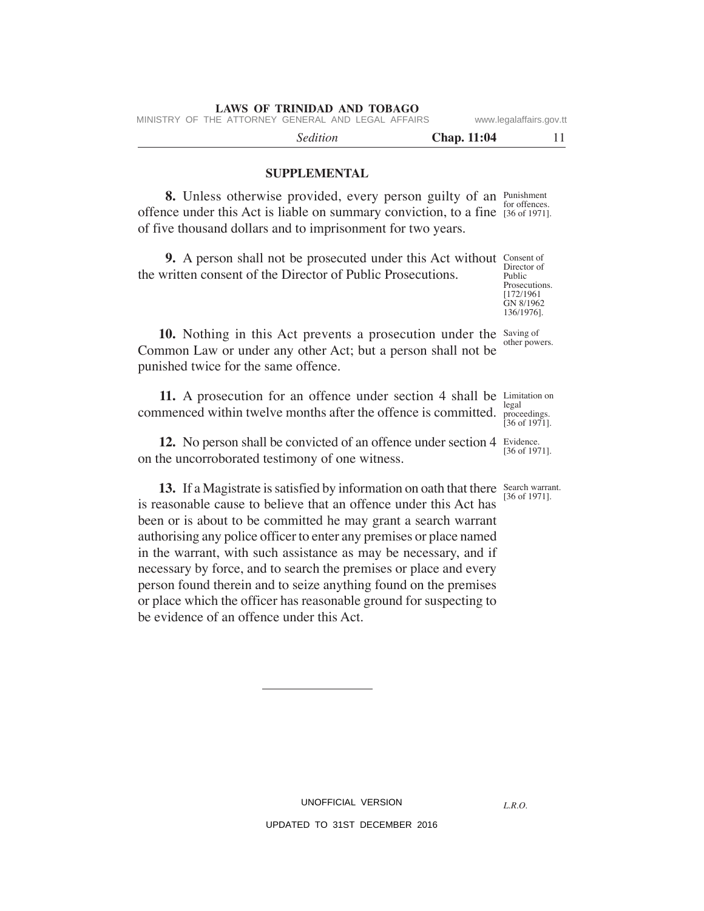## SUPPLEMENTAL

**8.** Unless otherwise provided, every person guilty of an offence under this Act is liable on summary conviction, to a fine of five thousand dollars and to imprisonment for two years.

Punishment for offences. [36 of 1971].

**9.** A person shall not be prosecuted under this Act without the written consent of the Director of Public Prosecutions.

Consent of Director of Public Prosecutions. [172/1961 GN 8/1962 136/1976].

**10.** Nothing in this Act prevents a prosecution under the Common Law or under any other Act; but a person shall not be punished twice for the same offence.

Saving of other powers.

**11.** A prosecution for an offence under section 4 shall be commenced within twelve months after the offence is committed.

Limitation on legal proceedings. [36 of 1971].

**12.** No person shall be convicted of an offence under section 4 on the uncorroborated testimony of one witness.

Evidence. [36 of 1971].

**13.** If a Magistrate is satisfied by information on oath that there is reasonable cause to believe that an offence under this Act has been or is about to be committed he may grant a search warrant authorising any police officer to enter any premises or place named in the warrant, with such assistance as may be necessary, and if necessary by force, and to search the premises or place and every person found therein and to seize anything found on the premises or place which the officer has reasonable ground for suspecting to be evidence of an offence under this Act.

Search warrant. [36 of 1971].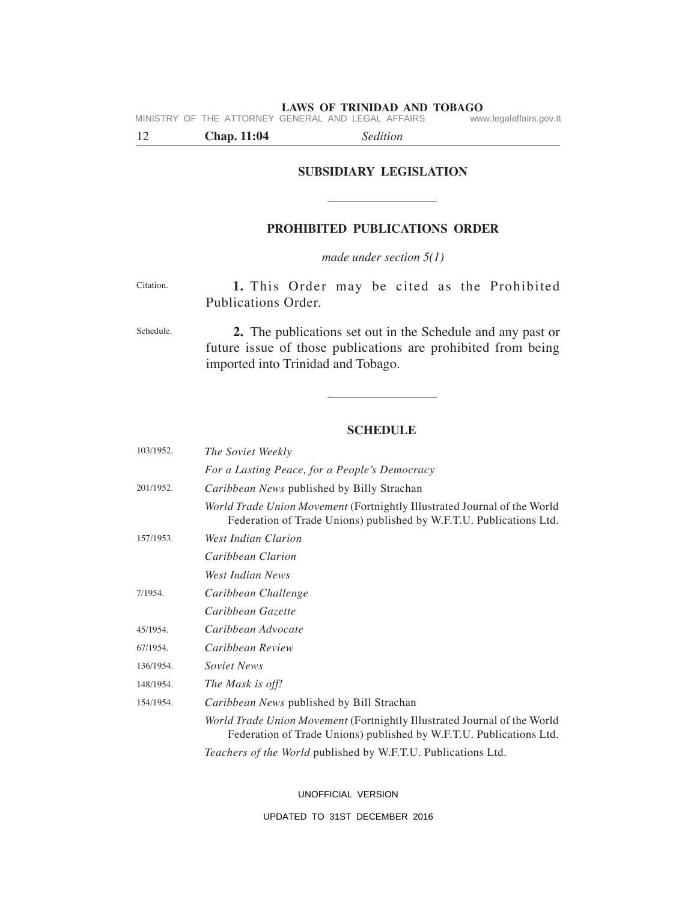## SUBSIDIARY LEGISLATION

---

### PROHIBITED PUBLICATIONS ORDER

*made under section 5(1)*

Citation.

**1.** This Order may be cited as the Prohibited Publications Order.

Schedule.

**2.** The publications set out in the Schedule and any past or future issue of those publications are prohibited from being imported into Trinidad and Tobago.

---

### SCHEDULE

103/1952. *The Soviet Weekly*

*For a Lasting Peace, for a People's Democracy*

201/1952. *Caribbean News* published by Billy Strachan

*World Trade Union Movement* (Fortnightly Illustrated Journal of the World Federation of Trade Unions) published by W.F.T.U. Publications Ltd.

157/1953. *West Indian Clarion*

*Caribbean Clarion*

*West Indian News*

7/1954. *Caribbean Challenge*

*Caribbean Gazette*

45/1954. *Caribbean Advocate*

67/1954. *Caribbean Review*

136/1954. *Soviet News*

148/1954. *The Mask is off!*

154/1954. *Caribbean News* published by Bill Strachan

*World Trade Union Movement* (Fortnightly Illustrated Journal of the World Federation of Trade Unions) published by W.F.T.U. Publications Ltd.

*Teachers of the World* published by W.F.T.U. Publications Ltd.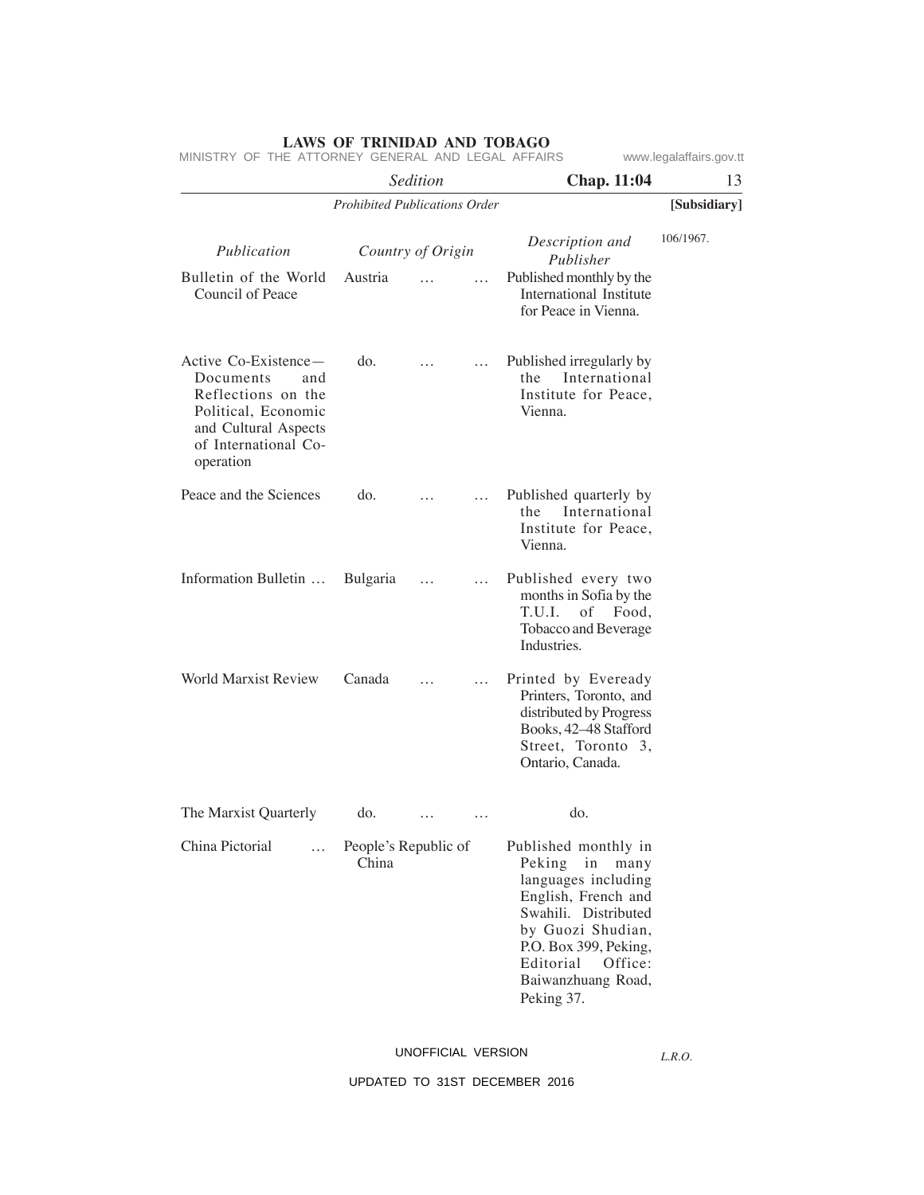*Prohibited Publications Order*

**[Subsidiary]**

106/1967.

| *Publication* | *Country of Origin* | *Description and Publisher* |
|---|---|---|
| Bulletin of the World Council of Peace | Austria … … | Published monthly by the International Institute for Peace in Vienna. |
| Active Co-Existence—Documents and Reflections on the Political, Economic and Cultural Aspects of International Co-operation | do. … … | Published irregularly by the International Institute for Peace, Vienna. |
| Peace and the Sciences | do. … … | Published quarterly by the International Institute for Peace, Vienna. |
| Information Bulletin … | Bulgaria … … | Published every two months in Sofia by the T.U.I. of Food, Tobacco and Beverage Industries. |
| World Marxist Review | Canada … … | Printed by Eveready Printers, Toronto, and distributed by Progress Books, 42–48 Stafford Street, Toronto 3, Ontario, Canada. |
| The Marxist Quarterly | do. … … | do. |
| China Pictorial … | People's Republic of China | Published monthly in Peking in many languages including English, French and Swahili. Distributed by Guozi Shudian, P.O. Box 399, Peking, Editorial Office: Baiwanzhuang Road, Peking 37. |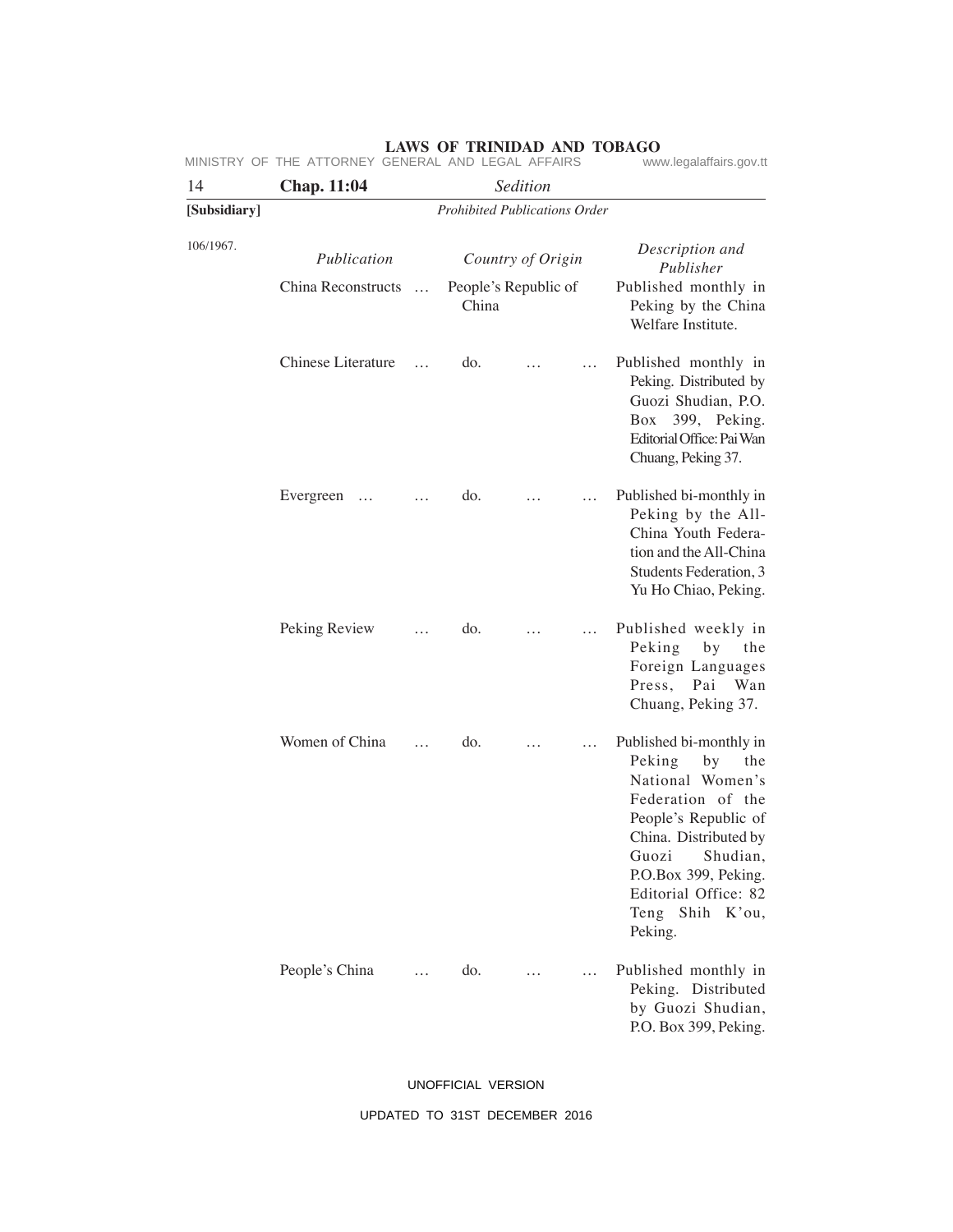106/1967.

| Publication | Country of Origin | Description and Publisher |
|---|---|---|
| China Reconstructs … | People's Republic of China | Published monthly in Peking by the China Welfare Institute. |
| Chinese Literature … | do. … … | Published monthly in Peking. Distributed by Guozi Shudian, P.O. Box 399, Peking. Editorial Office: Pai Wan Chuang, Peking 37. |
| Evergreen … … | do. … … | Published bi-monthly in Peking by the All-China Youth Federation and the All-China Students Federation, 3 Yu Ho Chiao, Peking. |
| Peking Review … | do. … … | Published weekly in Peking by the Foreign Languages Press, Pai Wan Chuang, Peking 37. |
| Women of China … | do. … … | Published bi-monthly in Peking by the National Women's Federation of the People's Republic of China. Distributed by Guozi Shudian, P.O.Box 399, Peking. Editorial Office: 82 Teng Shih K'ou, Peking. |
| People's China … | do. … … | Published monthly in Peking. Distributed by Guozi Shudian, P.O. Box 399, Peking. |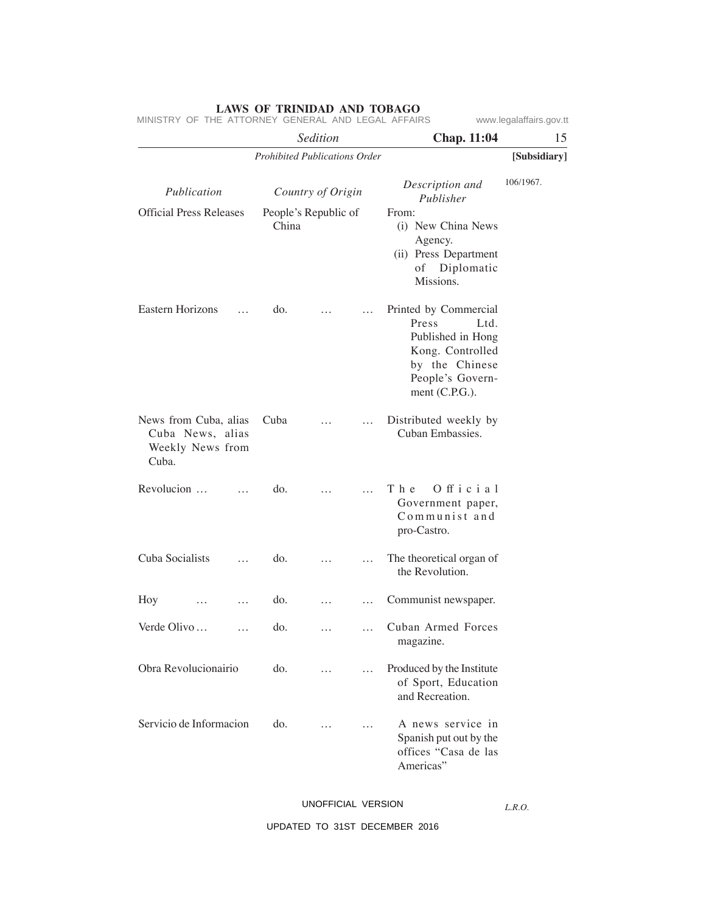106/1967.

| Publication | Country of Origin | Description and Publisher |
|---|---|---|
| Official Press Releases | People's Republic of China | From: (i) New China News Agency. (ii) Press Department of Diplomatic Missions. |
| Eastern Horizons … | do. … … | Printed by Commercial Press Ltd. Published in Hong Kong. Controlled by the Chinese People's Government (C.P.G.). |
| News from Cuba, alias Cuba News, alias Weekly News from Cuba. | Cuba … … | Distributed weekly by Cuban Embassies. |
| Revolucion … … | do. … … | The Official Government paper, Communist and pro-Castro. |
| Cuba Socialists … | do. … … | The theoretical organ of the Revolution. |
| Hoy … … | do. … … | Communist newspaper. |
| Verde Olivo … … | do. … … | Cuban Armed Forces magazine. |
| Obra Revolucionairio | do. … … | Produced by the Institute of Sport, Education and Recreation. |
| Servicio de Informacion | do. … … | A news service in Spanish put out by the offices "Casa de las Americas" |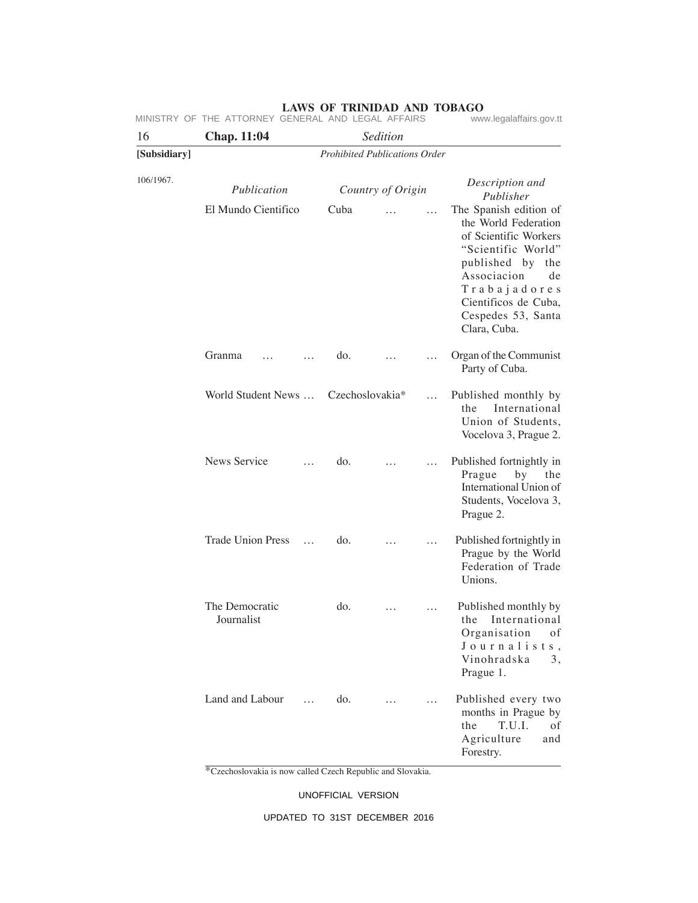[Subsidiary]

*Prohibited Publications Order*

106/1967.

| *Publication* | *Country of Origin* | *Description and Publisher* |
|---|---|---|
| El Mundo Cientifico | Cuba … … | The Spanish edition of the World Federation of Scientific Workers "Scientific World" published by the Associacion de Trabajadores Cientificos de Cuba, Cespedes 53, Santa Clara, Cuba. |
| Granma … … | do. … … | Organ of the Communist Party of Cuba. |
| World Student News … | Czechoslovakia* … | Published monthly by the International Union of Students, Vocelova 3, Prague 2. |
| News Service … | do. … … | Published fortnightly in Prague by the International Union of Students, Vocelova 3, Prague 2. |
| Trade Union Press … | do. … … | Published fortnightly in Prague by the World Federation of Trade Unions. |
| The Democratic Journalist | do. … … | Published monthly by the International Organisation of Journalists, Vinohradska 3, Prague 1. |
| Land and Labour … | do. … … | Published every two months in Prague by the T.U.I. of Agriculture and Forestry. |

*Czechoslovakia is now called Czech Republic and Slovakia.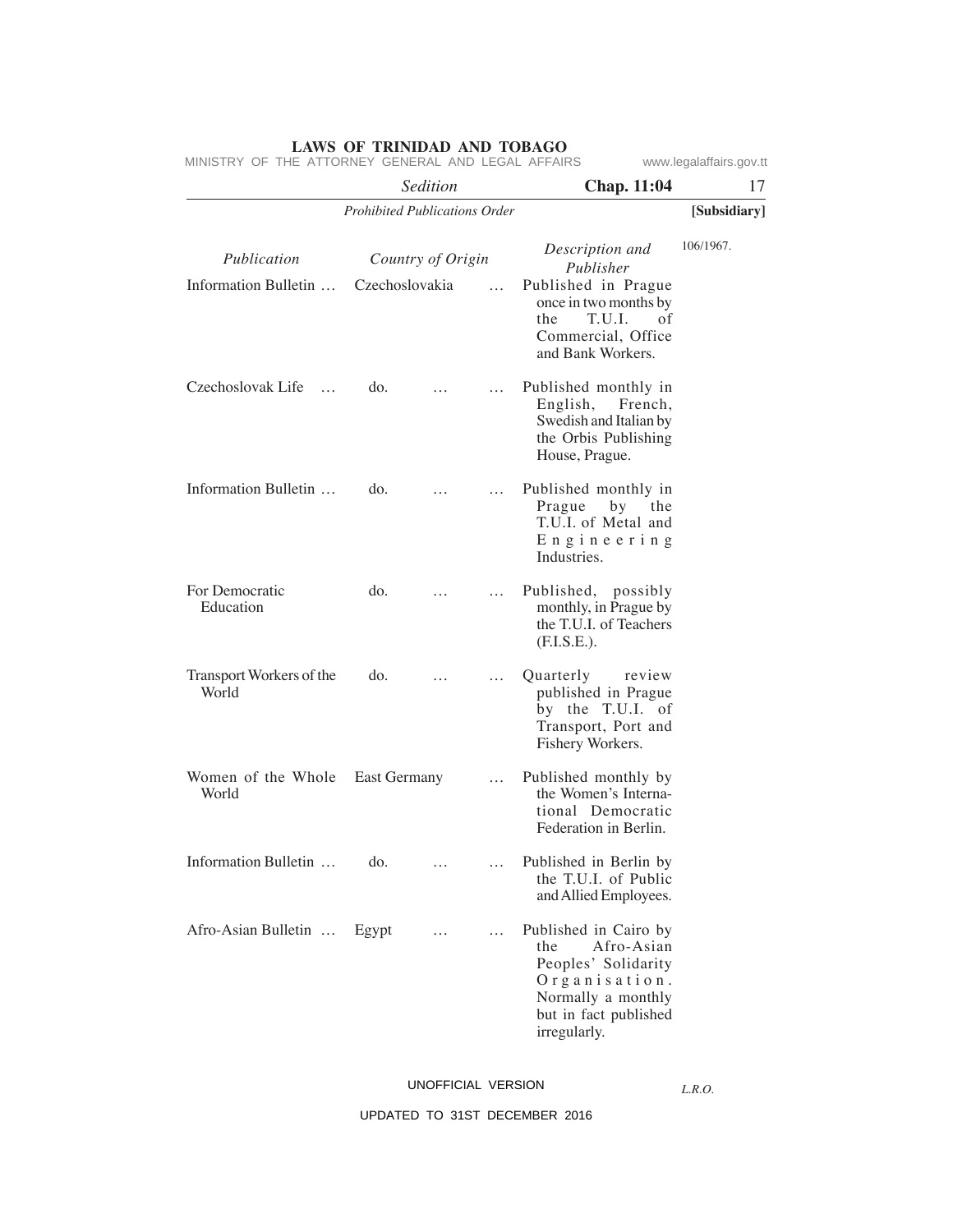*Prohibited Publications Order*

**[Subsidiary]**

106/1967.

| *Publication* | *Country of Origin* | *Description and Publisher* |
|---|---|---|
| Information Bulletin … | Czechoslovakia … | Published in Prague once in two months by the T.U.I. of Commercial, Office and Bank Workers. |
| Czechoslovak Life … | do. … … | Published monthly in English, French, Swedish and Italian by the Orbis Publishing House, Prague. |
| Information Bulletin … | do. … … | Published monthly in Prague by the T.U.I. of Metal and Engineering Industries. |
| For Democratic Education | do. … … | Published, possibly monthly, in Prague by the T.U.I. of Teachers (F.I.S.E.). |
| Transport Workers of the World | do. … … | Quarterly review published in Prague by the T.U.I. of Transport, Port and Fishery Workers. |
| Women of the Whole World | East Germany … | Published monthly by the Women's International Democratic Federation in Berlin. |
| Information Bulletin … | do. … … | Published in Berlin by the T.U.I. of Public and Allied Employees. |
| Afro-Asian Bulletin … | Egypt … … | Published in Cairo by the Afro-Asian Peoples' Solidarity Organisation. Normally a monthly but in fact published irregularly. |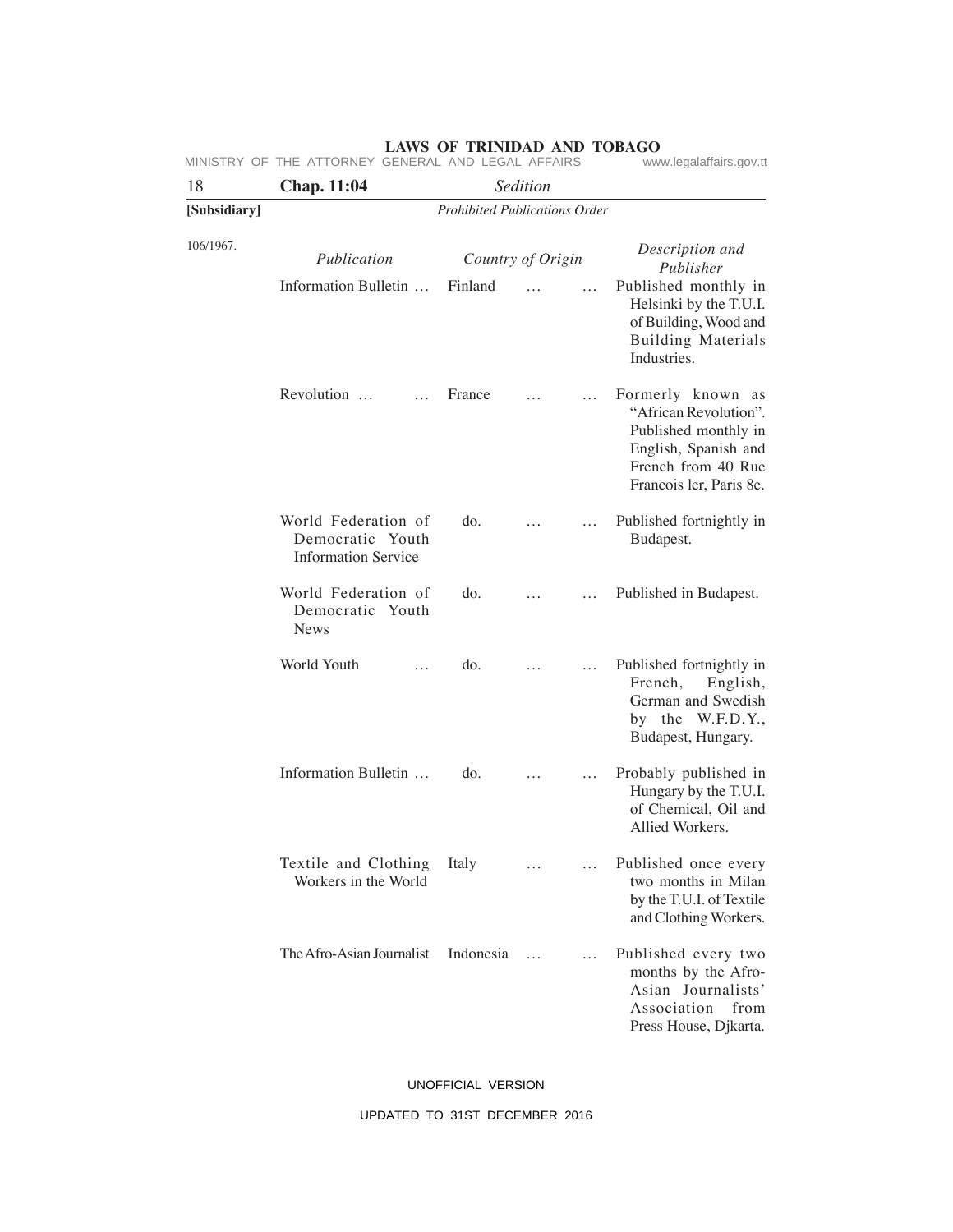[Subsidiary]

*Prohibited Publications Order*

106/1967.

| *Publication* | *Country of Origin* | *Description and Publisher* |
|---|---|---|
| Information Bulletin … | Finland … … | Published monthly in Helsinki by the T.U.I. of Building, Wood and Building Materials Industries. |
| Revolution … … | France … … | Formerly known as "African Revolution". Published monthly in English, Spanish and French from 40 Rue Francois ler, Paris 8e. |
| World Federation of Democratic Youth Information Service | do. … … | Published fortnightly in Budapest. |
| World Federation of Democratic Youth News | do. … … | Published in Budapest. |
| World Youth … | do. … … | Published fortnightly in French, English, German and Swedish by the W.F.D.Y., Budapest, Hungary. |
| Information Bulletin … | do. … … | Probably published in Hungary by the T.U.I. of Chemical, Oil and Allied Workers. |
| Textile and Clothing Workers in the World | Italy … … | Published once every two months in Milan by the T.U.I. of Textile and Clothing Workers. |
| The Afro-Asian Journalist | Indonesia … … | Published every two months by the Afro-Asian Journalists' Association from Press House, Djkarta. |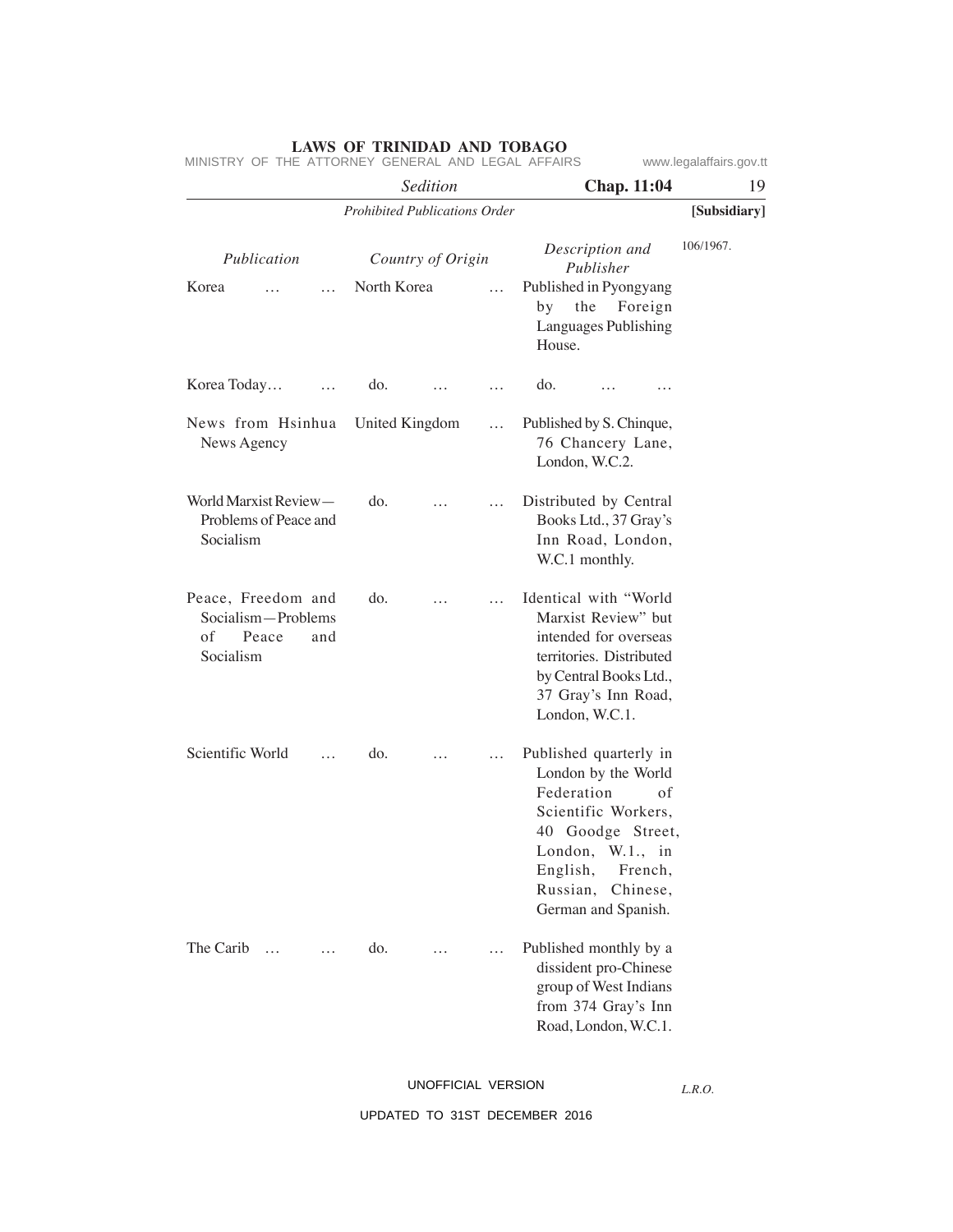*Prohibited Publications Order*

106/1967.

| *Publication* | *Country of Origin* | *Description and Publisher* |
|---|---|---|
| Korea … … | North Korea … | Published in Pyongyang by the Foreign Languages Publishing House. |
| Korea Today… … | do. … … | do. … … |
| News from Hsinhua News Agency | United Kingdom … | Published by S. Chinque, 76 Chancery Lane, London, W.C.2. |
| World Marxist Review—Problems of Peace and Socialism | do. … … | Distributed by Central Books Ltd., 37 Gray's Inn Road, London, W.C.1 monthly. |
| Peace, Freedom and Socialism—Problems of Peace and Socialism | do. … … | Identical with "World Marxist Review" but intended for overseas territories. Distributed by Central Books Ltd., 37 Gray's Inn Road, London, W.C.1. |
| Scientific World … | do. … … | Published quarterly in London by the World Federation of Scientific Workers, 40 Goodge Street, London, W.1., in English, French, Russian, Chinese, German and Spanish. |
| The Carib … … | do. … … | Published monthly by a dissident pro-Chinese group of West Indians from 374 Gray's Inn Road, London, W.C.1. |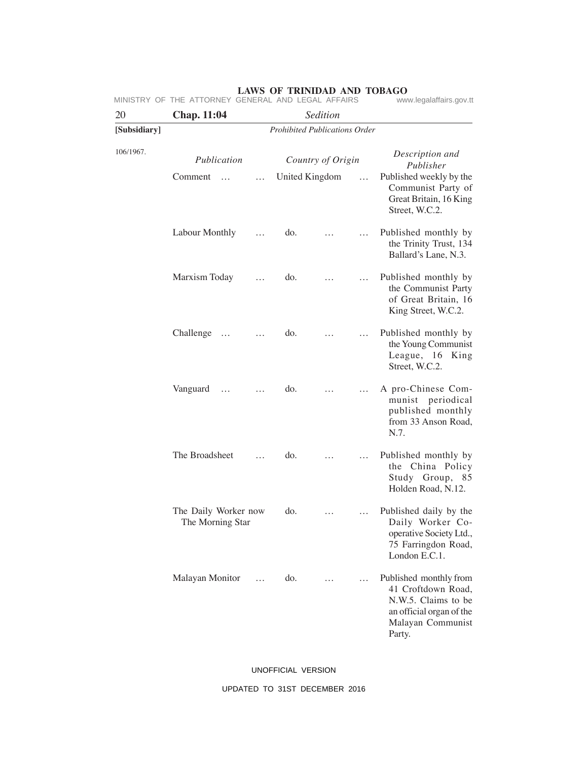106/1967.

| Publication | Country of Origin | Description and Publisher |
|---|---|---|
| Comment ... ... | United Kingdom ... | Published weekly by the Communist Party of Great Britain, 16 King Street, W.C.2. |
| Labour Monthly ... | do. ... ... | Published monthly by the Trinity Trust, 134 Ballard's Lane, N.3. |
| Marxism Today ... | do. ... ... | Published monthly by the Communist Party of Great Britain, 16 King Street, W.C.2. |
| Challenge ... ... | do. ... ... | Published monthly by the Young Communist League, 16 King Street, W.C.2. |
| Vanguard ... ... | do. ... ... | A pro-Chinese Communist periodical published monthly from 33 Anson Road, N.7. |
| The Broadsheet ... | do. ... ... | Published monthly by the China Policy Study Group, 85 Holden Road, N.12. |
| The Daily Worker now The Morning Star | do. ... ... | Published daily by the Daily Worker Co-operative Society Ltd., 75 Farringdon Road, London E.C.1. |
| Malayan Monitor ... | do. ... ... | Published monthly from 41 Croftdown Road, N.W.5. Claims to be an official organ of the Malayan Communist Party. |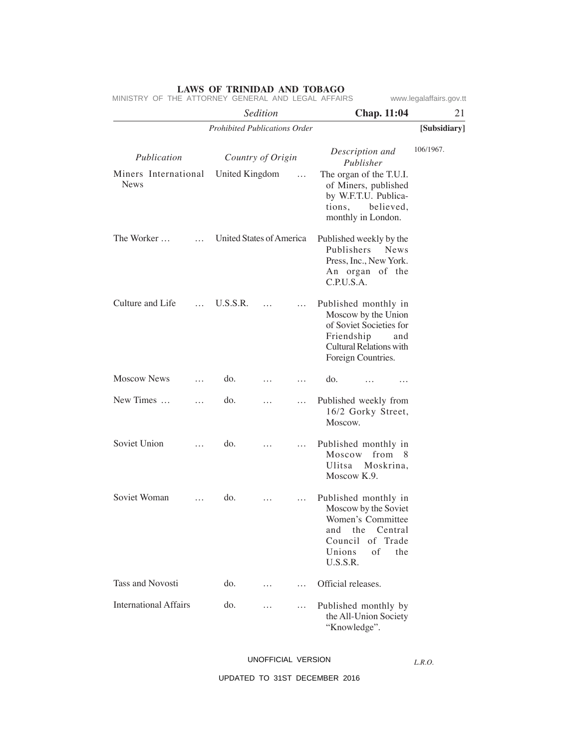*Prohibited Publications Order*

**[Subsidiary]**

106/1967.

| *Publication* | *Country of Origin* | *Description and Publisher* |
|---|---|---|
| Miners International News | United Kingdom … | The organ of the T.U.I. of Miners, published by W.F.T.U. Publications, believed, monthly in London. |
| The Worker … … | United States of America | Published weekly by the Publishers News Press, Inc., New York. An organ of the C.P.U.S.A. |
| Culture and Life … | U.S.S.R. … … | Published monthly in Moscow by the Union of Soviet Societies for Friendship and Cultural Relations with Foreign Countries. |
| Moscow News … | do. … … | do. … … |
| New Times … … | do. … … | Published weekly from 16/2 Gorky Street, Moscow. |
| Soviet Union … | do. … … | Published monthly in Moscow from 8 Ulitsa Moskrina, Moscow K.9. |
| Soviet Woman … | do. … … | Published monthly in Moscow by the Soviet Women's Committee and the Central Council of Trade Unions of the U.S.S.R. |
| Tass and Novosti | do. … … | Official releases. |
| International Affairs | do. … … | Published monthly by the All-Union Society "Knowledge". |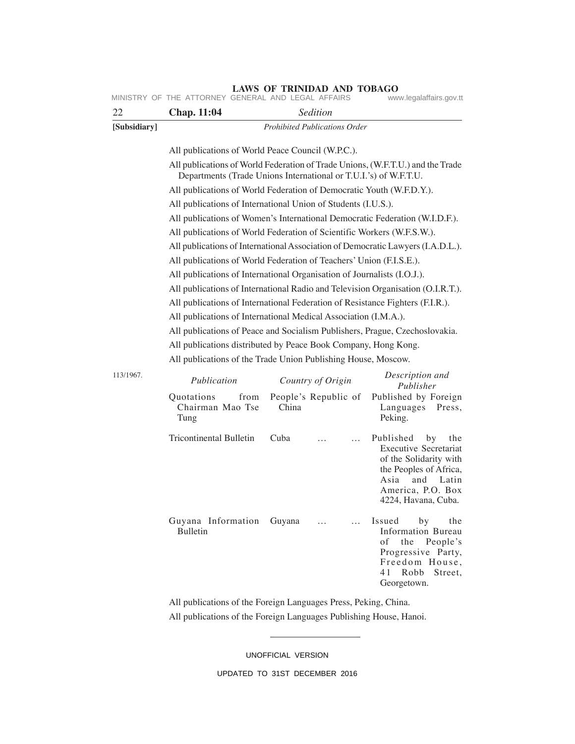All publications of World Peace Council (W.P.C.).

All publications of World Federation of Trade Unions, (W.F.T.U.) and the Trade Departments (Trade Unions International or T.U.I.'s) of W.F.T.U.

All publications of World Federation of Democratic Youth (W.F.D.Y.).

All publications of International Union of Students (I.U.S.).

All publications of Women's International Democratic Federation (W.I.D.F.).

All publications of World Federation of Scientific Workers (W.F.S.W.).

All publications of International Association of Democratic Lawyers (I.A.D.L.).

All publications of World Federation of Teachers' Union (F.I.S.E.).

All publications of International Organisation of Journalists (I.O.J.).

All publications of International Radio and Television Organisation (O.I.R.T.).

All publications of International Federation of Resistance Fighters (F.I.R.).

All publications of International Medical Association (I.M.A.).

All publications of Peace and Socialism Publishers, Prague, Czechoslovakia.

All publications distributed by Peace Book Company, Hong Kong.

All publications of the Trade Union Publishing House, Moscow.

113/1967.

| *Publication* | *Country of Origin* | *Description and Publisher* |
|---|---|---|
| Quotations from Chairman Mao Tse Tung | People's Republic of China | Published by Foreign Languages Press, Peking. |
| Tricontinental Bulletin | Cuba ... ... | Published by the Executive Secretariat of the Solidarity with the Peoples of Africa, Asia and Latin America, P.O. Box 4224, Havana, Cuba. |
| Guyana Information Bulletin | Guyana ... ... | Issued by the Information Bureau of the People's Progressive Party, Freedom House, 41 Robb Street, Georgetown. |

All publications of the Foreign Languages Press, Peking, China.

All publications of the Foreign Languages Publishing House, Hanoi.